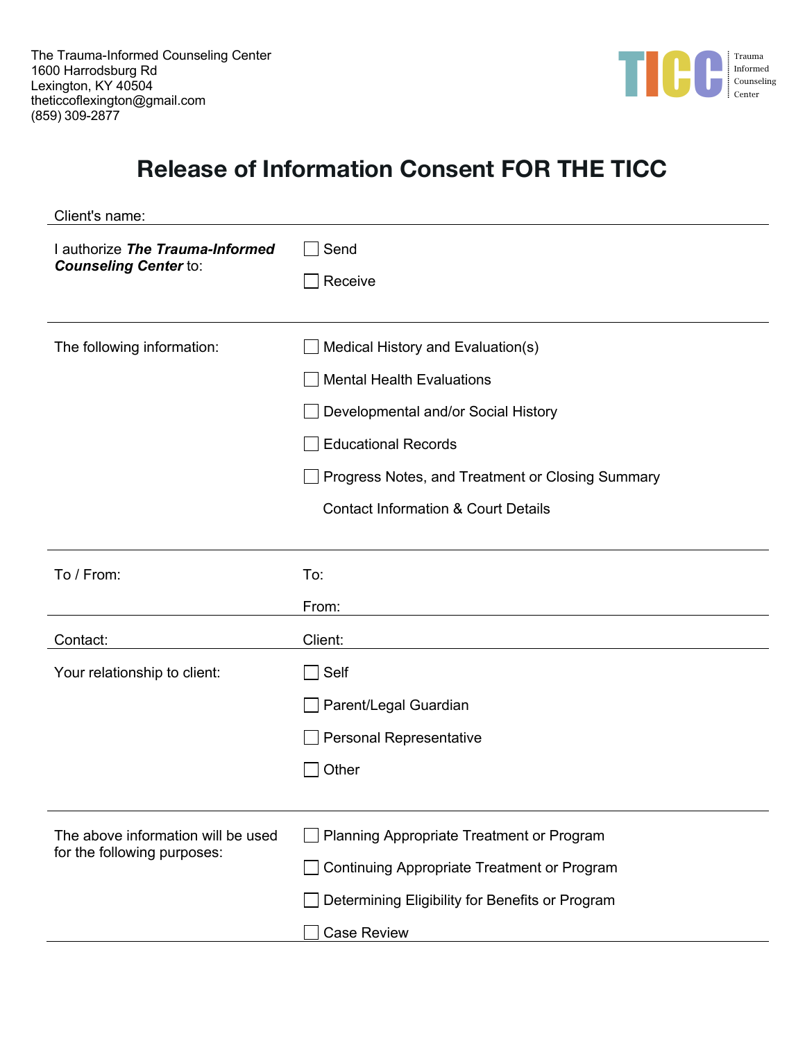The Trauma-Informed Counseling Center
1600 Harrodsburg Rd
Lexington, KY 40504
theticcoflexington@gmail.com
(859) 309-2877

TICC Trauma Informed Counseling Center

# Release of Information Consent FOR THE TICC

Client's name:

---

I authorize ***The Trauma-Informed Counseling Center*** to:

- ☐ Send
- ☐ Receive

---

The following information:

- ☐ Medical History and Evaluation(s)
- ☐ Mental Health Evaluations
- ☐ Developmental and/or Social History
- ☐ Educational Records
- ☐ Progress Notes, and Treatment or Closing Summary

Contact Information & Court Details

---

To / From:

To:

From:

---

Contact:

Client:

---

Your relationship to client:

- ☐ Self
- ☐ Parent/Legal Guardian
- ☐ Personal Representative
- ☐ Other

---

The above information will be used for the following purposes:

- ☐ Planning Appropriate Treatment or Program
- ☐ Continuing Appropriate Treatment or Program
- ☐ Determining Eligibility for Benefits or Program
- ☐ Case Review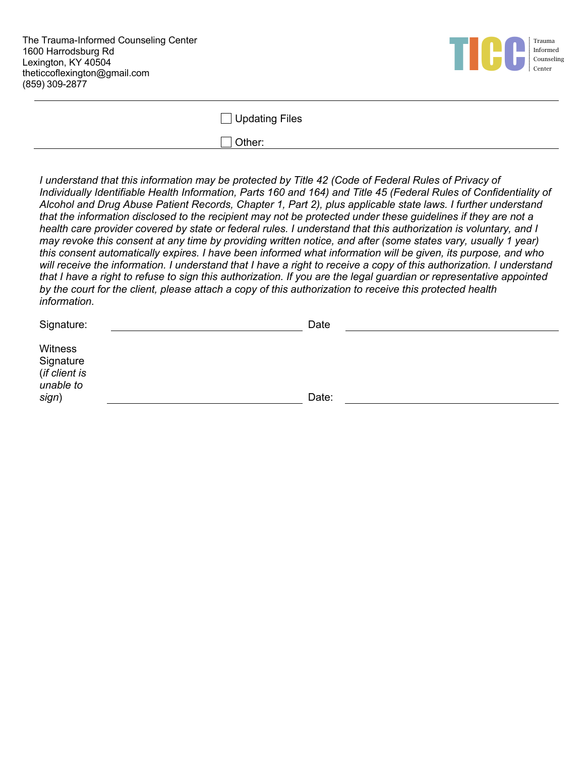The Trauma-Informed Counseling Center
1600 Harrodsburg Rd
Lexington, KY 40504
theticcoflexington@gmail.com
(859) 309-2877

TICC Trauma Informed Counseling Center

---

☐ Updating Files

☐ Other:

---

*I understand that this information may be protected by Title 42 (Code of Federal Rules of Privacy of Individually Identifiable Health Information, Parts 160 and 164) and Title 45 (Federal Rules of Confidentiality of Alcohol and Drug Abuse Patient Records, Chapter 1, Part 2), plus applicable state laws. I further understand that the information disclosed to the recipient may not be protected under these guidelines if they are not a health care provider covered by state or federal rules. I understand that this authorization is voluntary, and I may revoke this consent at any time by providing written notice, and after (some states vary, usually 1 year) this consent automatically expires. I have been informed what information will be given, its purpose, and who will receive the information. I understand that I have a right to receive a copy of this authorization. I understand that I have a right to refuse to sign this authorization. If you are the legal guardian or representative appointed by the court for the client, please attach a copy of this authorization to receive this protected health information.*

Signature: ______________________ Date ______________________

Witness Signature (*if client is unable to sign*) ______________________ Date: ______________________